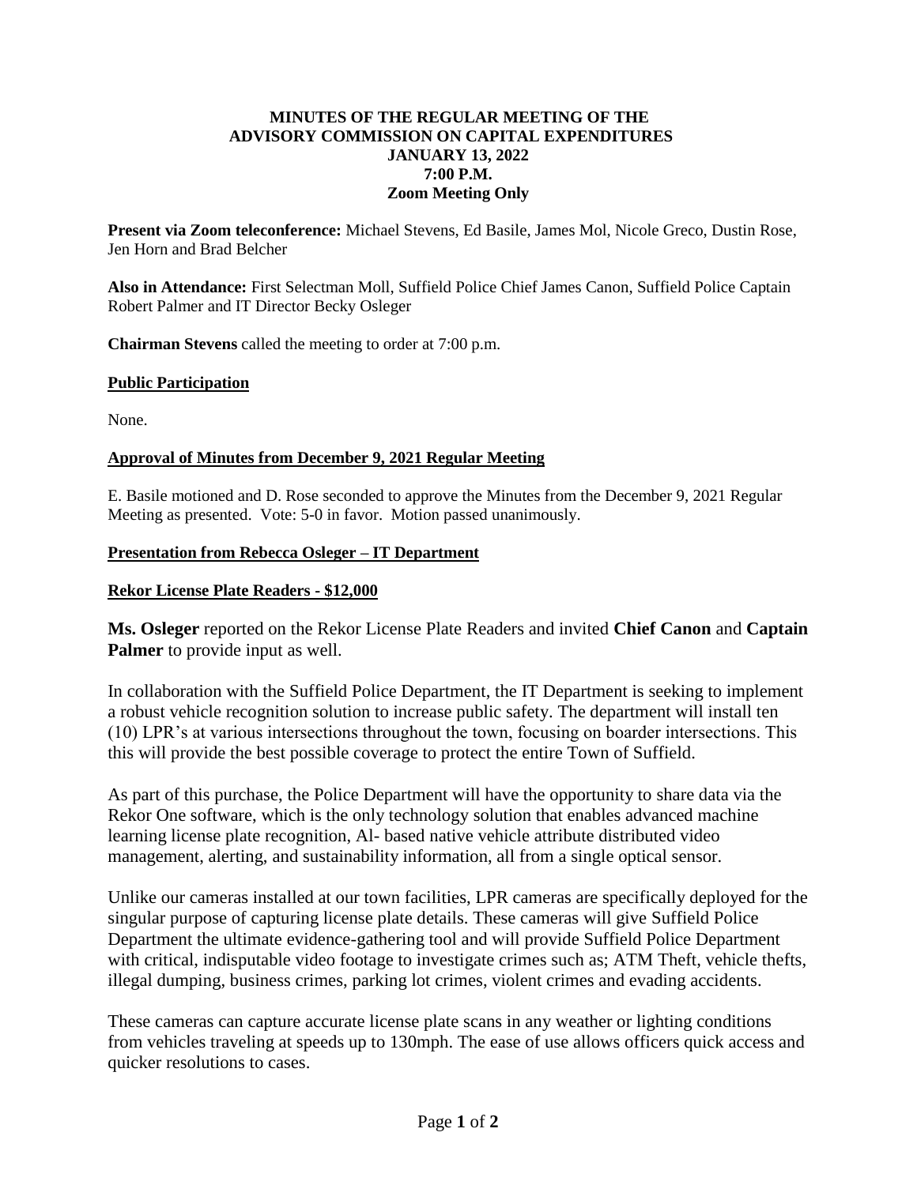**MINUTES OF THE REGULAR MEETING OF THE ADVISORY COMMISSION ON CAPITAL EXPENDITURES JANUARY 13, 2022 7:00 P.M. Zoom Meeting Only**

**Present via Zoom teleconference:** Michael Stevens, Ed Basile, James Mol, Nicole Greco, Dustin Rose, Jen Horn and Brad Belcher

**Also in Attendance:** First Selectman Moll, Suffield Police Chief James Canon, Suffield Police Captain Robert Palmer and IT Director Becky Osleger

**Chairman Stevens** called the meeting to order at 7:00 p.m.

**Public Participation**

None.

**Approval of Minutes from December 9, 2021 Regular Meeting**

E. Basile motioned and D. Rose seconded to approve the Minutes from the December 9, 2021 Regular Meeting as presented. Vote: 5-0 in favor. Motion passed unanimously.

**Presentation from Rebecca Osleger – IT Department**

**Rekor License Plate Readers - $12,000**

**Ms. Osleger** reported on the Rekor License Plate Readers and invited **Chief Canon** and **Captain Palmer** to provide input as well.

In collaboration with the Suffield Police Department, the IT Department is seeking to implement a robust vehicle recognition solution to increase public safety. The department will install ten (10) LPR's at various intersections throughout the town, focusing on boarder intersections. This this will provide the best possible coverage to protect the entire Town of Suffield.

As part of this purchase, the Police Department will have the opportunity to share data via the Rekor One software, which is the only technology solution that enables advanced machine learning license plate recognition, Al- based native vehicle attribute distributed video management, alerting, and sustainability information, all from a single optical sensor.

Unlike our cameras installed at our town facilities, LPR cameras are specifically deployed for the singular purpose of capturing license plate details. These cameras will give Suffield Police Department the ultimate evidence-gathering tool and will provide Suffield Police Department with critical, indisputable video footage to investigate crimes such as; ATM Theft, vehicle thefts, illegal dumping, business crimes, parking lot crimes, violent crimes and evading accidents.

These cameras can capture accurate license plate scans in any weather or lighting conditions from vehicles traveling at speeds up to 130mph. The ease of use allows officers quick access and quicker resolutions to cases.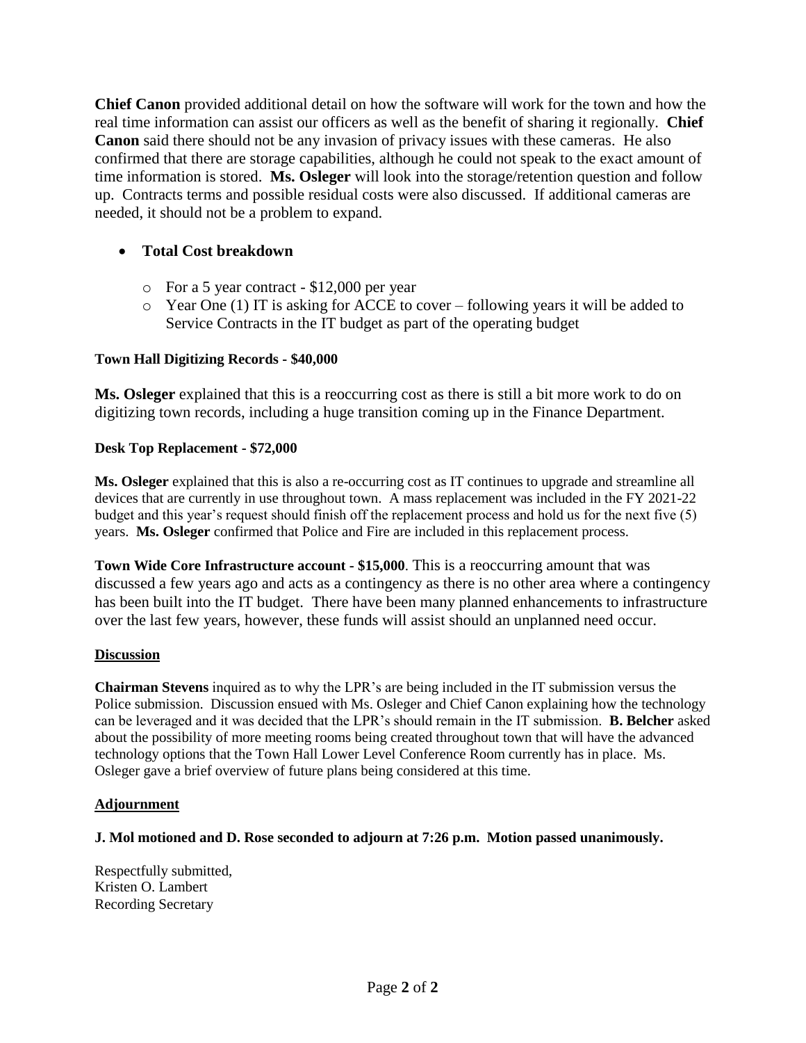**Chief Canon** provided additional detail on how the software will work for the town and how the real time information can assist our officers as well as the benefit of sharing it regionally. **Chief Canon** said there should not be any invasion of privacy issues with these cameras. He also confirmed that there are storage capabilities, although he could not speak to the exact amount of time information is stored. **Ms. Osleger** will look into the storage/retention question and follow up. Contracts terms and possible residual costs were also discussed. If additional cameras are needed, it should not be a problem to expand.

- **Total Cost breakdown**
  - For a 5 year contract - $12,000 per year
  - Year One (1) IT is asking for ACCE to cover – following years it will be added to Service Contracts in the IT budget as part of the operating budget

**Town Hall Digitizing Records - $40,000**

**Ms. Osleger** explained that this is a reoccurring cost as there is still a bit more work to do on digitizing town records, including a huge transition coming up in the Finance Department.

**Desk Top Replacement - $72,000**

**Ms. Osleger** explained that this is also a re-occurring cost as IT continues to upgrade and streamline all devices that are currently in use throughout town. A mass replacement was included in the FY 2021-22 budget and this year's request should finish off the replacement process and hold us for the next five (5) years. **Ms. Osleger** confirmed that Police and Fire are included in this replacement process.

**Town Wide Core Infrastructure account - $15,000**. This is a reoccurring amount that was discussed a few years ago and acts as a contingency as there is no other area where a contingency has been built into the IT budget. There have been many planned enhancements to infrastructure over the last few years, however, these funds will assist should an unplanned need occur.

**Discussion**

**Chairman Stevens** inquired as to why the LPR's are being included in the IT submission versus the Police submission. Discussion ensued with Ms. Osleger and Chief Canon explaining how the technology can be leveraged and it was decided that the LPR's should remain in the IT submission. **B. Belcher** asked about the possibility of more meeting rooms being created throughout town that will have the advanced technology options that the Town Hall Lower Level Conference Room currently has in place. Ms. Osleger gave a brief overview of future plans being considered at this time.

**Adjournment**

**J. Mol motioned and D. Rose seconded to adjourn at 7:26 p.m. Motion passed unanimously.**

Respectfully submitted,
Kristen O. Lambert
Recording Secretary